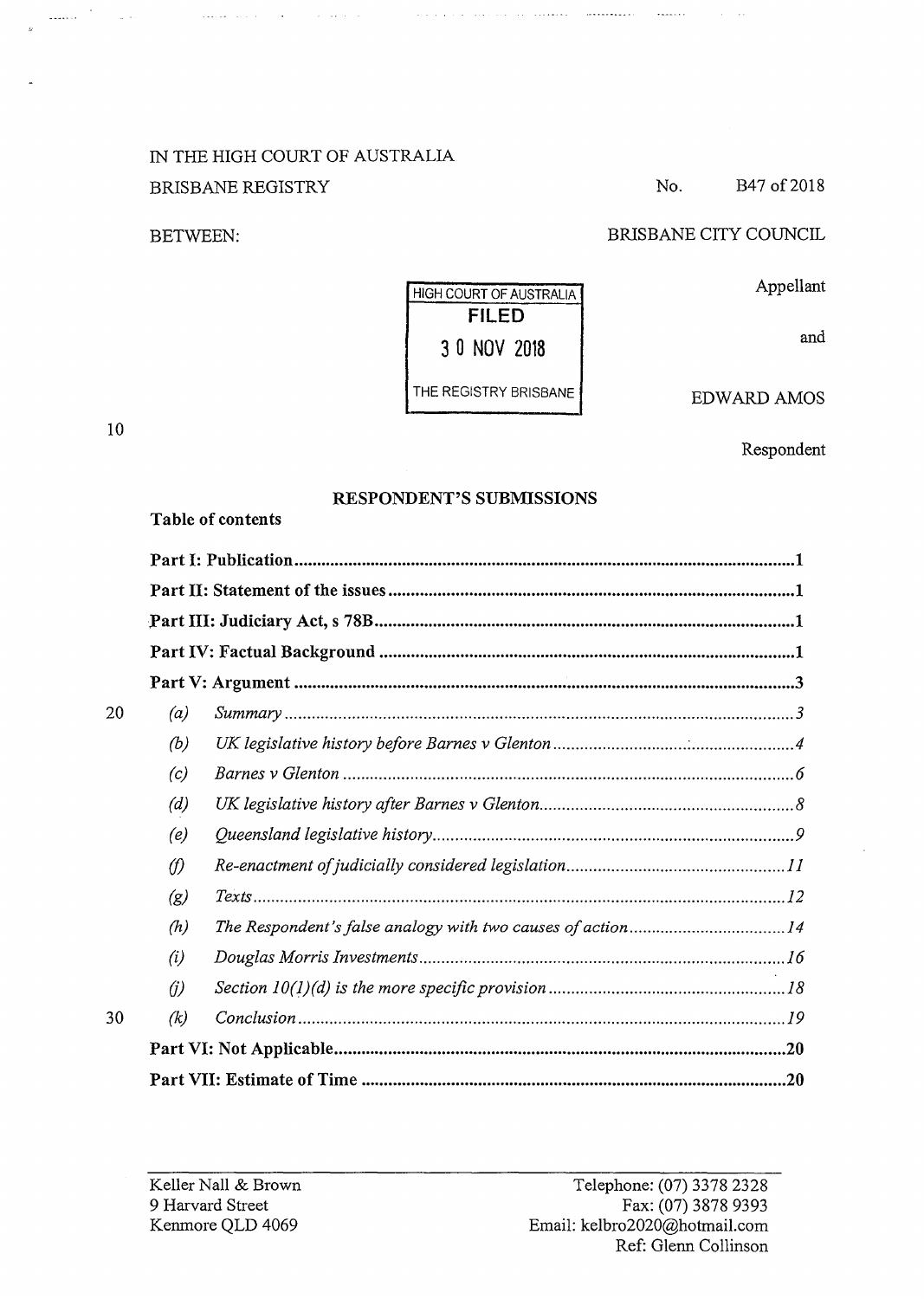IN THE HIGH COURT OF AUSTRALIA

BRISBANE REGISTRY

No. B47 of 2018

BETWEEN:

BRISBANE CITY COUNCIL

Appellant

and

EDWARD AMOS

Respondent

HIGH COURT OF AUSTRALIA
FILED
30 NOV 2018
THE REGISTRY BRISBANE

## RESPONDENT'S SUBMISSIONS

**Table of contents**

| | |
|---|---|
| **Part I: Publication** | **1** |
| **Part II: Statement of the issues** | **1** |
| **Part III: Judiciary Act, s 78B** | **1** |
| **Part IV: Factual Background** | **1** |
| **Part V: Argument** | **3** |
| *(a) Summary* | *3* |
| *(b) UK legislative history before Barnes v Glenton* | *4* |
| *(c) Barnes v Glenton* | *6* |
| *(d) UK legislative history after Barnes v Glenton* | *8* |
| *(e) Queensland legislative history* | *9* |
| *(f) Re-enactment of judicially considered legislation* | *11* |
| *(g) Texts* | *12* |
| *(h) The Respondent's false analogy with two causes of action* | *14* |
| *(i) Douglas Morris Investments* | *16* |
| *(j) Section 10(1)(d) is the more specific provision* | *18* |
| *(k) Conclusion* | *19* |
| **Part VI: Not Applicable** | **20** |
| **Part VII: Estimate of Time** | **20** |

Keller Nall & Brown
9 Harvard Street
Kenmore QLD 4069

Telephone: (07) 3378 2328
Fax: (07) 3878 9393
Email: kelbro2020@hotmail.com
Ref: Glenn Collinson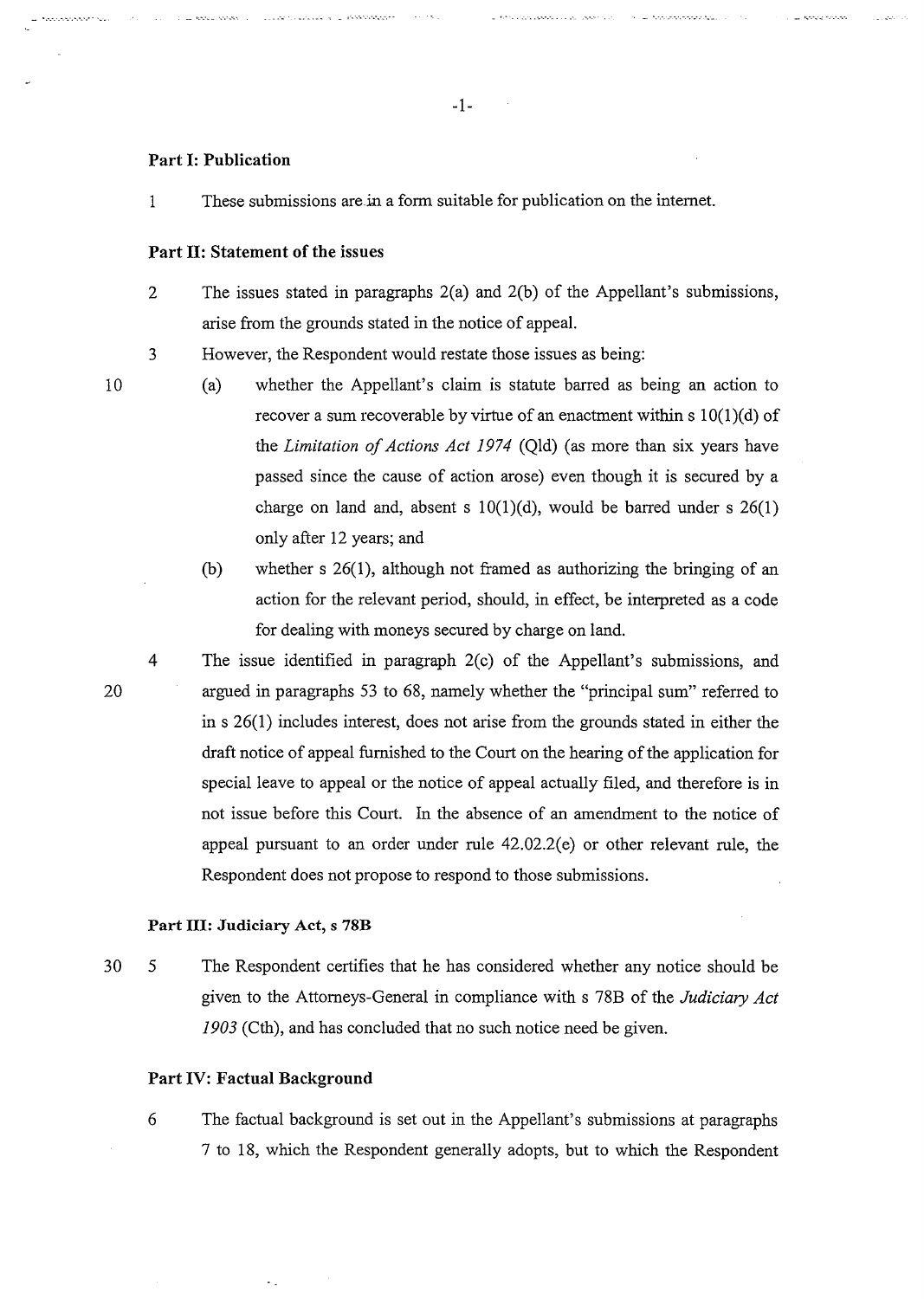### Part I: Publication

1 These submissions are in a form suitable for publication on the internet.

### Part II: Statement of the issues

2 The issues stated in paragraphs 2(a) and 2(b) of the Appellant's submissions, arise from the grounds stated in the notice of appeal.

3 However, the Respondent would restate those issues as being:

(a) whether the Appellant's claim is statute barred as being an action to recover a sum recoverable by virtue of an enactment within s 10(1)(d) of the *Limitation of Actions Act 1974* (Qld) (as more than six years have passed since the cause of action arose) even though it is secured by a charge on land and, absent s 10(1)(d), would be barred under s 26(1) only after 12 years; and

(b) whether s 26(1), although not framed as authorizing the bringing of an action for the relevant period, should, in effect, be interpreted as a code for dealing with moneys secured by charge on land.

4 The issue identified in paragraph 2(c) of the Appellant's submissions, and argued in paragraphs 53 to 68, namely whether the "principal sum" referred to in s 26(1) includes interest, does not arise from the grounds stated in either the draft notice of appeal furnished to the Court on the hearing of the application for special leave to appeal or the notice of appeal actually filed, and therefore is in not issue before this Court. In the absence of an amendment to the notice of appeal pursuant to an order under rule 42.02.2(e) or other relevant rule, the Respondent does not propose to respond to those submissions.

### Part III: Judiciary Act, s 78B

5 The Respondent certifies that he has considered whether any notice should be given to the Attorneys-General in compliance with s 78B of the *Judiciary Act 1903* (Cth), and has concluded that no such notice need be given.

### Part IV: Factual Background

6 The factual background is set out in the Appellant's submissions at paragraphs 7 to 18, which the Respondent generally adopts, but to which the Respondent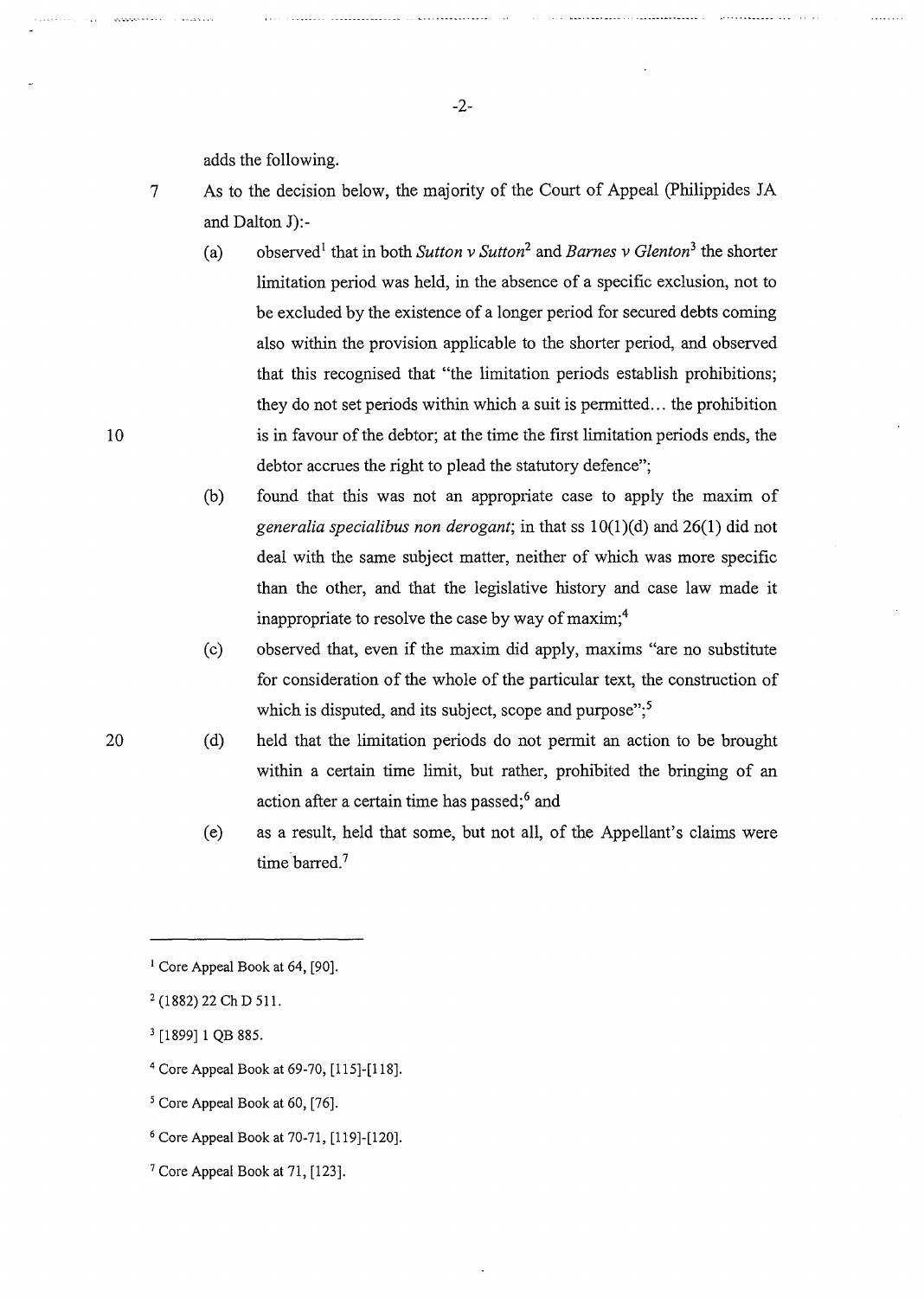adds the following.

7 As to the decision below, the majority of the Court of Appeal (Philippides JA and Dalton J):-

(a) observed[1] that in both *Sutton v Sutton*[2] and *Barnes v Glenton*[3] the shorter limitation period was held, in the absence of a specific exclusion, not to be excluded by the existence of a longer period for secured debts coming also within the provision applicable to the shorter period, and observed that this recognised that "the limitation periods establish prohibitions; they do not set periods within which a suit is permitted… the prohibition is in favour of the debtor; at the time the first limitation periods ends, the debtor accrues the right to plead the statutory defence";

(b) found that this was not an appropriate case to apply the maxim of *generalia specialibus non derogant*; in that ss 10(1)(d) and 26(1) did not deal with the same subject matter, neither of which was more specific than the other, and that the legislative history and case law made it inappropriate to resolve the case by way of maxim;[4]

(c) observed that, even if the maxim did apply, maxims "are no substitute for consideration of the whole of the particular text, the construction of which is disputed, and its subject, scope and purpose";[5]

(d) held that the limitation periods do not permit an action to be brought within a certain time limit, but rather, prohibited the bringing of an action after a certain time has passed;[6] and

(e) as a result, held that some, but not all, of the Appellant's claims were time barred.[7]

---

[1] Core Appeal Book at 64, [90].

[2] (1882) 22 Ch D 511.

[3] [1899] 1 QB 885.

[4] Core Appeal Book at 69-70, [115]-[118].

[5] Core Appeal Book at 60, [76].

[6] Core Appeal Book at 70-71, [119]-[120].

[7] Core Appeal Book at 71, [123].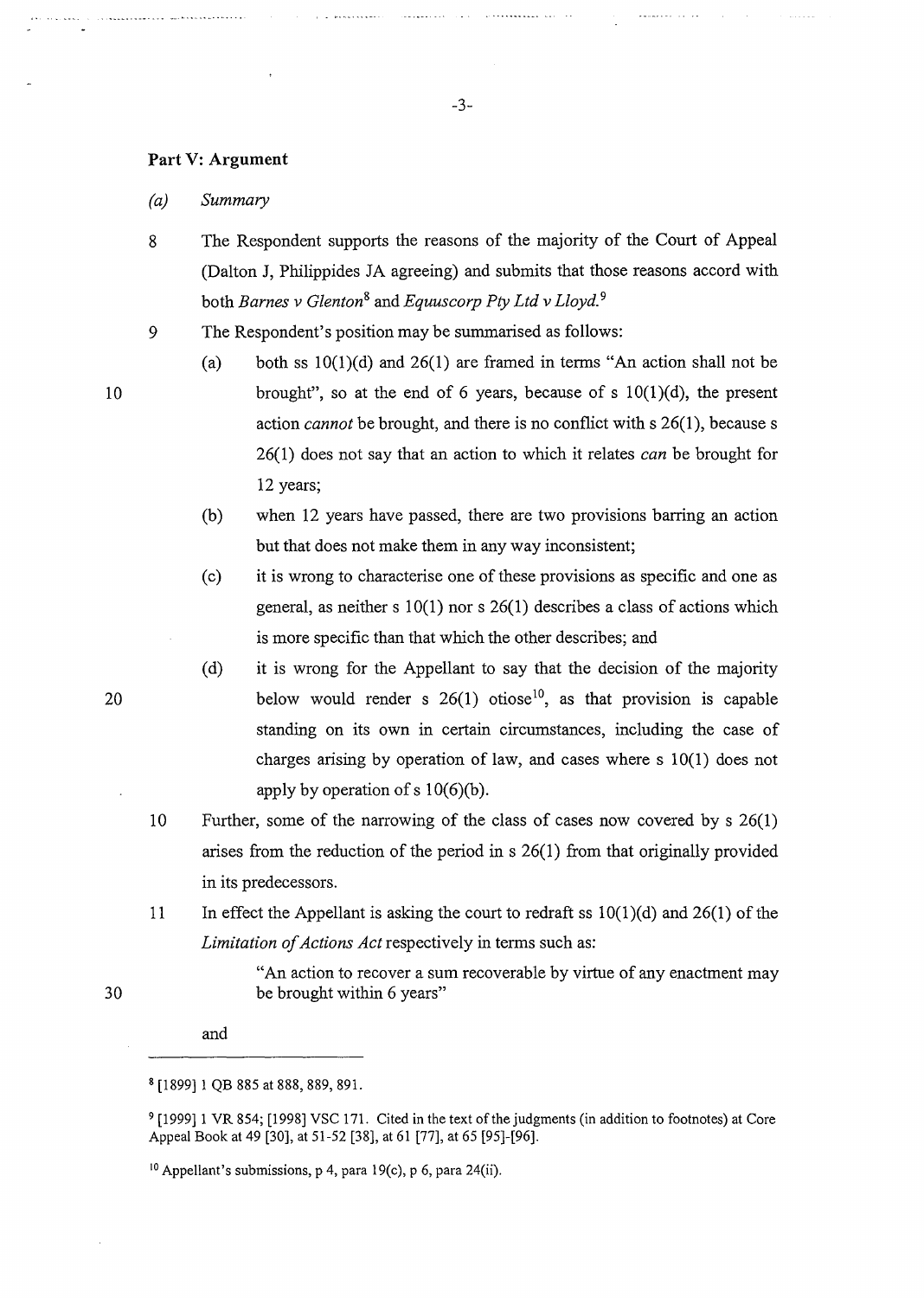## Part V: Argument

*(a) Summary*

8 The Respondent supports the reasons of the majority of the Court of Appeal (Dalton J, Philippides JA agreeing) and submits that those reasons accord with both *Barnes v Glenton*[8] and *Equuscorp Pty Ltd v Lloyd.*[9]

9 The Respondent's position may be summarised as follows:

(a) both ss 10(1)(d) and 26(1) are framed in terms "An action shall not be brought", so at the end of 6 years, because of s 10(1)(d), the present action *cannot* be brought, and there is no conflict with s 26(1), because s 26(1) does not say that an action to which it relates *can* be brought for 12 years;

(b) when 12 years have passed, there are two provisions barring an action but that does not make them in any way inconsistent;

(c) it is wrong to characterise one of these provisions as specific and one as general, as neither s 10(1) nor s 26(1) describes a class of actions which is more specific than that which the other describes; and

(d) it is wrong for the Appellant to say that the decision of the majority below would render s 26(1) otiose[10], as that provision is capable standing on its own in certain circumstances, including the case of charges arising by operation of law, and cases where s 10(1) does not apply by operation of s 10(6)(b).

10 Further, some of the narrowing of the class of cases now covered by s 26(1) arises from the reduction of the period in s 26(1) from that originally provided in its predecessors.

11 In effect the Appellant is asking the court to redraft ss 10(1)(d) and 26(1) of the *Limitation of Actions Act* respectively in terms such as:

> "An action to recover a sum recoverable by virtue of any enactment may be brought within 6 years"

and

---

[8] [1899] 1 QB 885 at 888, 889, 891.

[9] [1999] 1 VR 854; [1998] VSC 171. Cited in the text of the judgments (in addition to footnotes) at Core Appeal Book at 49 [30], at 51-52 [38], at 61 [77], at 65 [95]-[96].

[10] Appellant's submissions, p 4, para 19(c), p 6, para 24(ii).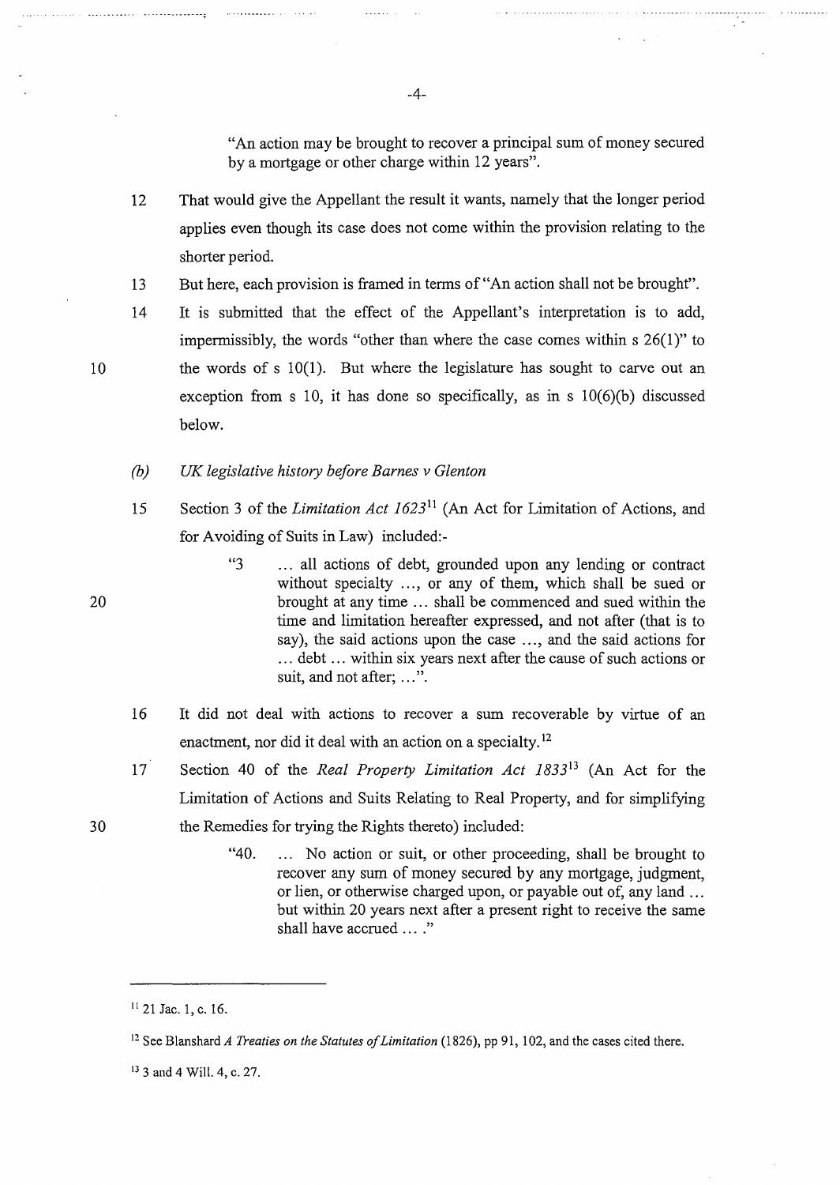> "An action may be brought to recover a principal sum of money secured by a mortgage or other charge within 12 years".

12 That would give the Appellant the result it wants, namely that the longer period applies even though its case does not come within the provision relating to the shorter period.

13 But here, each provision is framed in terms of "An action shall not be brought".

14 It is submitted that the effect of the Appellant's interpretation is to add, impermissibly, the words "other than where the case comes within s 26(1)" to the words of s 10(1). But where the legislature has sought to carve out an exception from s 10, it has done so specifically, as in s 10(6)(b) discussed below.

### *(b) UK legislative history before Barnes v Glenton*

15 Section 3 of the *Limitation Act 1623*[11] (An Act for Limitation of Actions, and for Avoiding of Suits in Law) included:-

> "3 ... all actions of debt, grounded upon any lending or contract without specialty ..., or any of them, which shall be sued or brought at any time ... shall be commenced and sued within the time and limitation hereafter expressed, and not after (that is to say), the said actions upon the case ..., and the said actions for ... debt ... within six years next after the cause of such actions or suit, and not after; ...".

16 It did not deal with actions to recover a sum recoverable by virtue of an enactment, nor did it deal with an action on a specialty.[12]

17 Section 40 of the *Real Property Limitation Act 1833*[13] (An Act for the Limitation of Actions and Suits Relating to Real Property, and for simplifying the Remedies for trying the Rights thereto) included:

> "40. ... No action or suit, or other proceeding, shall be brought to recover any sum of money secured by any mortgage, judgment, or lien, or otherwise charged upon, or payable out of, any land ... but within 20 years next after a present right to receive the same shall have accrued ... ."

---

[11] 21 Jac. 1, c. 16.

[12] See Blanshard *A Treaties on the Statutes of Limitation* (1826), pp 91, 102, and the cases cited there.

[13] 3 and 4 Will. 4, c. 27.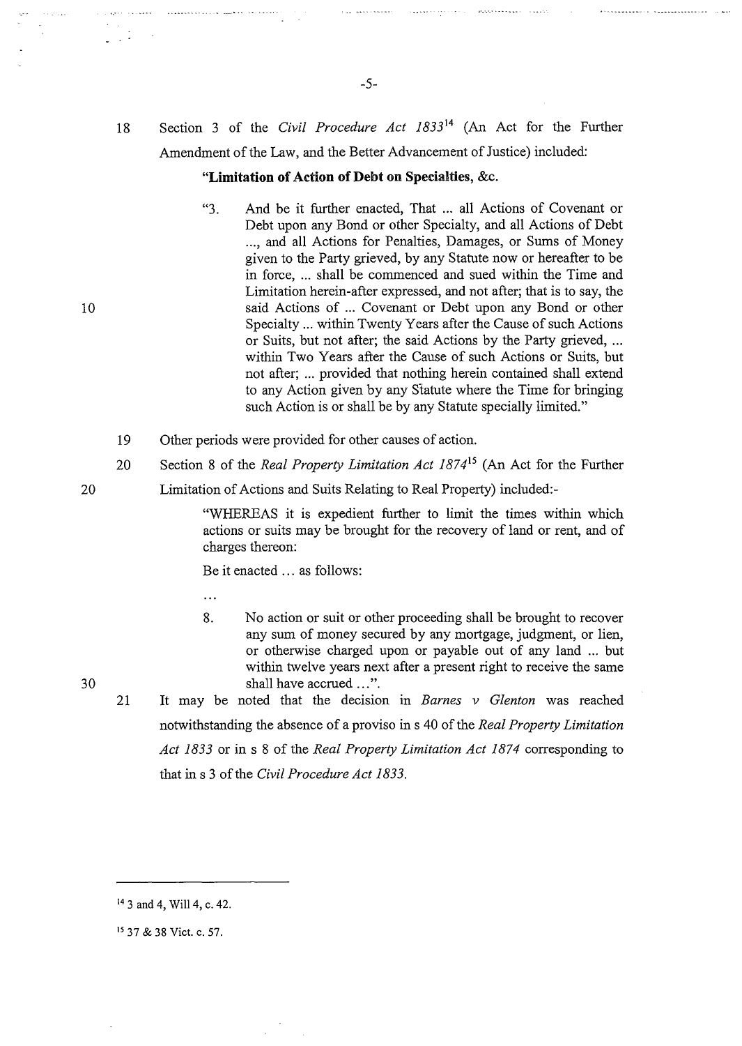18 Section 3 of the *Civil Procedure Act 1833*[14] (An Act for the Further Amendment of the Law, and the Better Advancement of Justice) included:

**"Limitation of Action of Debt on Specialties**, &c.

> "3. And be it further enacted, That ... all Actions of Covenant or Debt upon any Bond or other Specialty, and all Actions of Debt ..., and all Actions for Penalties, Damages, or Sums of Money given to the Party grieved, by any Statute now or hereafter to be in force, ... shall be commenced and sued within the Time and Limitation herein-after expressed, and not after; that is to say, the said Actions of ... Covenant or Debt upon any Bond or other Specialty ... within Twenty Years after the Cause of such Actions or Suits, but not after; the said Actions by the Party grieved, ... within Two Years after the Cause of such Actions or Suits, but not after; ... provided that nothing herein contained shall extend to any Action given by any Statute where the Time for bringing such Action is or shall be by any Statute specially limited."

19 Other periods were provided for other causes of action.

20 Section 8 of the *Real Property Limitation Act 1874*[15] (An Act for the Further Limitation of Actions and Suits Relating to Real Property) included:-

> "WHEREAS it is expedient further to limit the times within which actions or suits may be brought for the recovery of land or rent, and of charges thereon:
>
> Be it enacted ... as follows:
>
> ...
>
> 8. No action or suit or other proceeding shall be brought to recover any sum of money secured by any mortgage, judgment, or lien, or otherwise charged upon or payable out of any land ... but within twelve years next after a present right to receive the same shall have accrued ...".

21 It may be noted that the decision in *Barnes v Glenton* was reached notwithstanding the absence of a proviso in s 40 of the *Real Property Limitation Act 1833* or in s 8 of the *Real Property Limitation Act 1874* corresponding to that in s 3 of the *Civil Procedure Act 1833*.

---

[14] 3 and 4, Will 4, c. 42.

[15] 37 & 38 Vict. c. 57.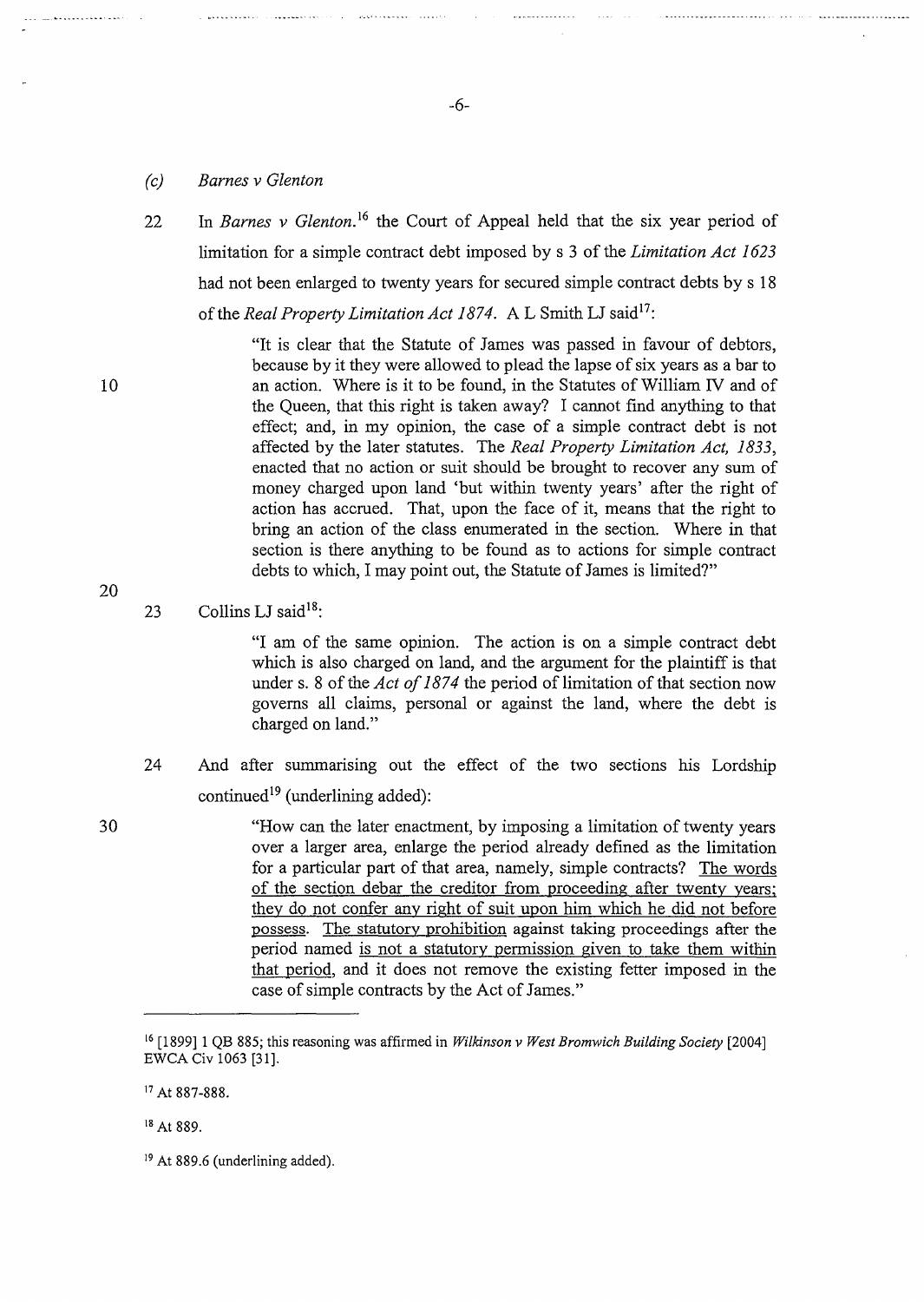### (c) *Barnes v Glenton*

22 In *Barnes v Glenton*.[16] the Court of Appeal held that the six year period of limitation for a simple contract debt imposed by s 3 of the *Limitation Act 1623* had not been enlarged to twenty years for secured simple contract debts by s 18 of the *Real Property Limitation Act 1874*. A L Smith LJ said[17]:

> "It is clear that the Statute of James was passed in favour of debtors, because by it they were allowed to plead the lapse of six years as a bar to an action. Where is it to be found, in the Statutes of William IV and of the Queen, that this right is taken away? I cannot find anything to that effect; and, in my opinion, the case of a simple contract debt is not affected by the later statutes. The *Real Property Limitation Act, 1833*, enacted that no action or suit should be brought to recover any sum of money charged upon land 'but within twenty years' after the right of action has accrued. That, upon the face of it, means that the right to bring an action of the class enumerated in the section. Where in that section is there anything to be found as to actions for simple contract debts to which, I may point out, the Statute of James is limited?"

23 Collins LJ said[18]:

> "I am of the same opinion. The action is on a simple contract debt which is also charged on land, and the argument for the plaintiff is that under s. 8 of the *Act of 1874* the period of limitation of that section now governs all claims, personal or against the land, where the debt is charged on land."

24 And after summarising out the effect of the two sections his Lordship continued[19] (underlining added):

> "How can the later enactment, by imposing a limitation of twenty years over a larger area, enlarge the period already defined as the limitation for a particular part of that area, namely, simple contracts? <u>The words of the section debar the creditor from proceeding after twenty years; they do not confer any right of suit upon him which he did not before possess.</u> <u>The statutory prohibition</u> against taking proceedings after the period named <u>is not a statutory permission given to take them within that period</u>, and it does not remove the existing fetter imposed in the case of simple contracts by the Act of James."

---

[16] [1899] 1 QB 885; this reasoning was affirmed in *Wilkinson v West Bromwich Building Society* [2004] EWCA Civ 1063 [31].

[17] At 887-888.

[18] At 889.

[19] At 889.6 (underlining added).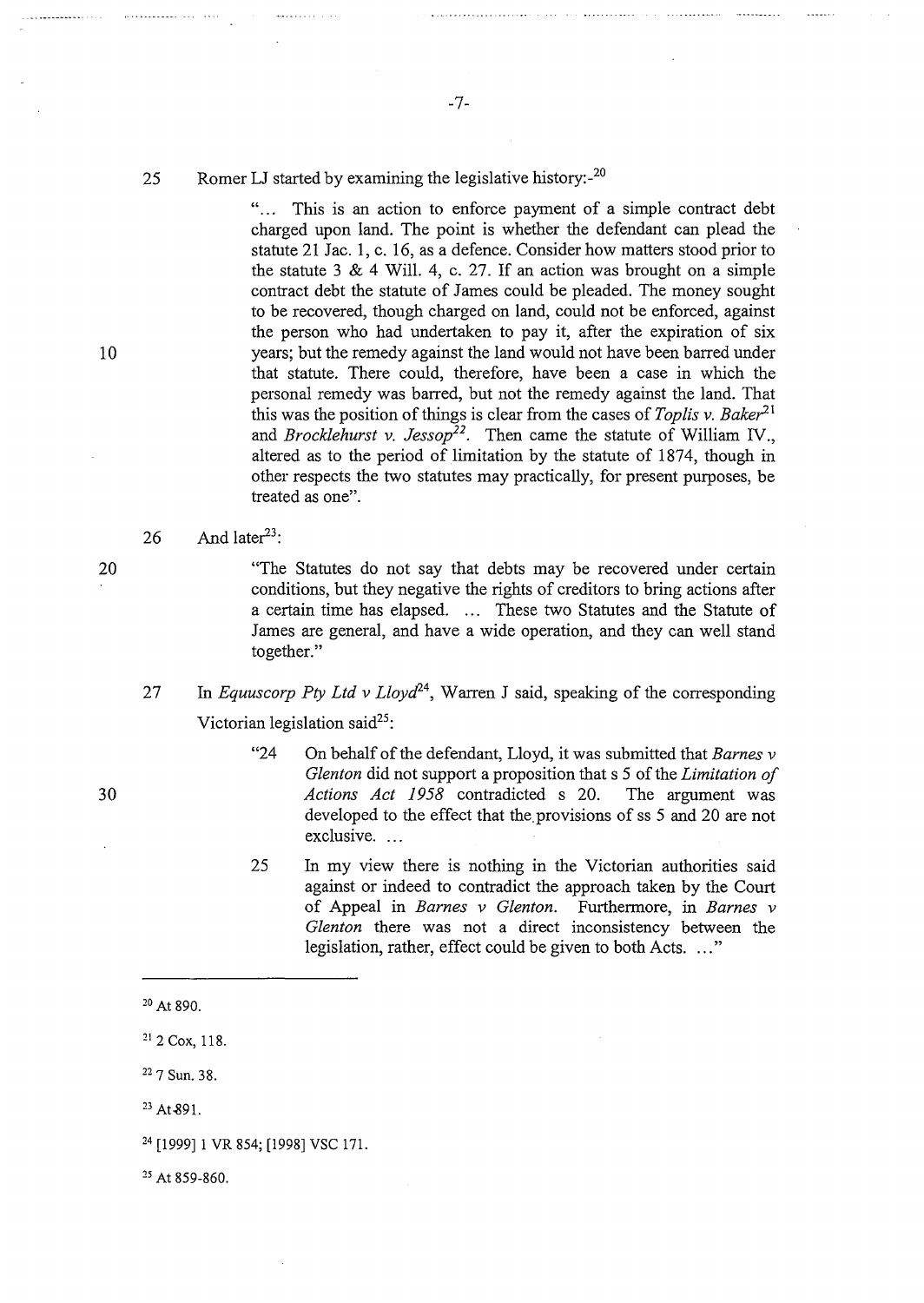25 Romer LJ started by examining the legislative history:-[20]

> "... This is an action to enforce payment of a simple contract debt charged upon land. The point is whether the defendant can plead the statute 21 Jac. 1, c. 16, as a defence. Consider how matters stood prior to the statute 3 & 4 Will. 4, c. 27. If an action was brought on a simple contract debt the statute of James could be pleaded. The money sought to be recovered, though charged on land, could not be enforced, against the person who had undertaken to pay it, after the expiration of six years; but the remedy against the land would not have been barred under that statute. There could, therefore, have been a case in which the personal remedy was barred, but not the remedy against the land. That this was the position of things is clear from the cases of *Toplis v. Baker*[21] and *Brocklehurst v. Jessop*[22]. Then came the statute of William IV., altered as to the period of limitation by the statute of 1874, though in other respects the two statutes may practically, for present purposes, be treated as one".

26 And later[23]:

> "The Statutes do not say that debts may be recovered under certain conditions, but they negative the rights of creditors to bring actions after a certain time has elapsed. ... These two Statutes and the Statute of James are general, and have a wide operation, and they can well stand together."

27 In *Equuscorp Pty Ltd v Lloyd*[24], Warren J said, speaking of the corresponding Victorian legislation said[25]:

> "24 On behalf of the defendant, Lloyd, it was submitted that *Barnes v Glenton* did not support a proposition that s 5 of the *Limitation of Actions Act 1958* contradicted s 20. The argument was developed to the effect that the provisions of ss 5 and 20 are not exclusive. ...
>
> 25 In my view there is nothing in the Victorian authorities said against or indeed to contradict the approach taken by the Court of Appeal in *Barnes v Glenton*. Furthermore, in *Barnes v Glenton* there was not a direct inconsistency between the legislation, rather, effect could be given to both Acts. ..."

---

[20] At 890.

[21] 2 Cox, 118.

[22] 7 Sun. 38.

[23] At 891.

[24] [1999] 1 VR 854; [1998] VSC 171.

[25] At 859-860.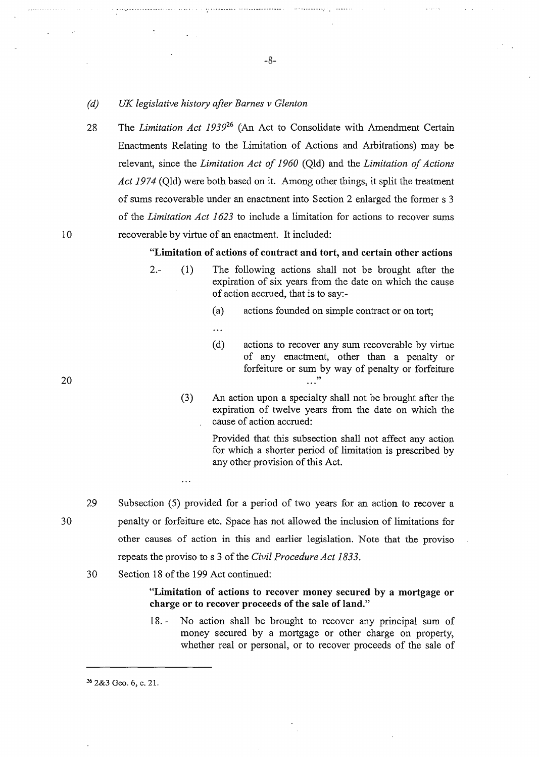*(d) UK legislative history after Barnes v Glenton*

28 The *Limitation Act 1939*[26] (An Act to Consolidate with Amendment Certain Enactments Relating to the Limitation of Actions and Arbitrations) may be relevant, since the *Limitation Act of 1960* (Qld) and the *Limitation of Actions Act 1974* (Qld) were both based on it. Among other things, it split the treatment of sums recoverable under an enactment into Section 2 enlarged the former s 3 of the *Limitation Act 1623* to include a limitation for actions to recover sums recoverable by virtue of an enactment. It included:

> **"Limitation of actions of contract and tort, and certain other actions**
>
> 2.- (1) The following actions shall not be brought after the expiration of six years from the date on which the cause of action accrued, that is to say:-
>
> (a) actions founded on simple contract or on tort;
>
> ...
>
> (d) actions to recover any sum recoverable by virtue of any enactment, other than a penalty or forfeiture or sum by way of penalty or forfeiture ..."
>
> (3) An action upon a specialty shall not be brought after the expiration of twelve years from the date on which the cause of action accrued:
>
> Provided that this subsection shall not affect any action for which a shorter period of limitation is prescribed by any other provision of this Act.
>
> ...

29 Subsection (5) provided for a period of two years for an action to recover a penalty or forfeiture etc. Space has not allowed the inclusion of limitations for other causes of action in this and earlier legislation. Note that the proviso repeats the proviso to s 3 of the *Civil Procedure Act 1833*.

30 Section 18 of the 199 Act continued:

> **"Limitation of actions to recover money secured by a mortgage or charge or to recover proceeds of the sale of land."**
>
> 18.- No action shall be brought to recover any principal sum of money secured by a mortgage or other charge on property, whether real or personal, or to recover proceeds of the sale of

---

[26] 2&3 Geo. 6, c. 21.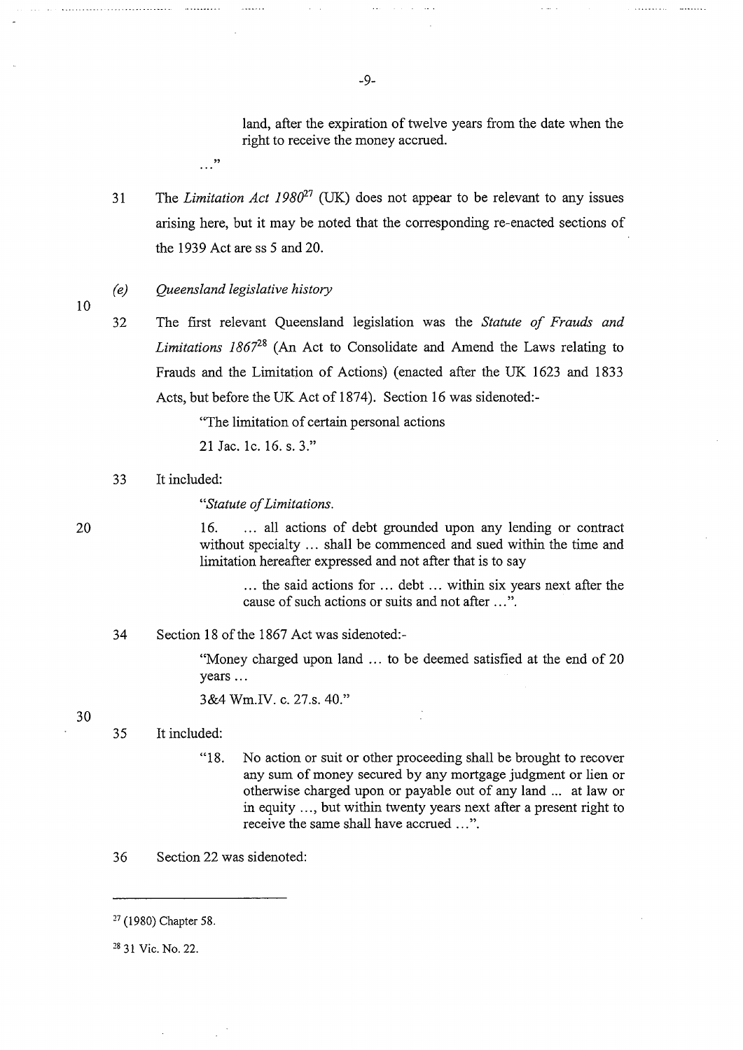land, after the expiration of twelve years from the date when the right to receive the money accrued.

…"

31 The *Limitation Act 1980*[27] (UK) does not appear to be relevant to any issues arising here, but it may be noted that the corresponding re-enacted sections of the 1939 Act are ss 5 and 20.

*(e) Queensland legislative history*

32 The first relevant Queensland legislation was the *Statute of Frauds and Limitations 1867*[28] (An Act to Consolidate and Amend the Laws relating to Frauds and the Limitation of Actions) (enacted after the UK 1623 and 1833 Acts, but before the UK Act of 1874). Section 16 was sidenoted:-

> "The limitation of certain personal actions
>
> 21 Jac. 1c. 16. s. 3."

33 It included:

> "*Statute of Limitations.*
>
> 16. … all actions of debt grounded upon any lending or contract without specialty … shall be commenced and sued within the time and limitation hereafter expressed and not after that is to say
>
> > … the said actions for … debt … within six years next after the cause of such actions or suits and not after …".

34 Section 18 of the 1867 Act was sidenoted:-

> "Money charged upon land … to be deemed satisfied at the end of 20 years …
>
> 3&4 Wm.IV. c. 27.s. 40."

35 It included:

> "18. No action or suit or other proceeding shall be brought to recover any sum of money secured by any mortgage judgment or lien or otherwise charged upon or payable out of any land ... at law or in equity …, but within twenty years next after a present right to receive the same shall have accrued …".

36 Section 22 was sidenoted:

---

[27] (1980) Chapter 58.

[28] 31 Vic. No. 22.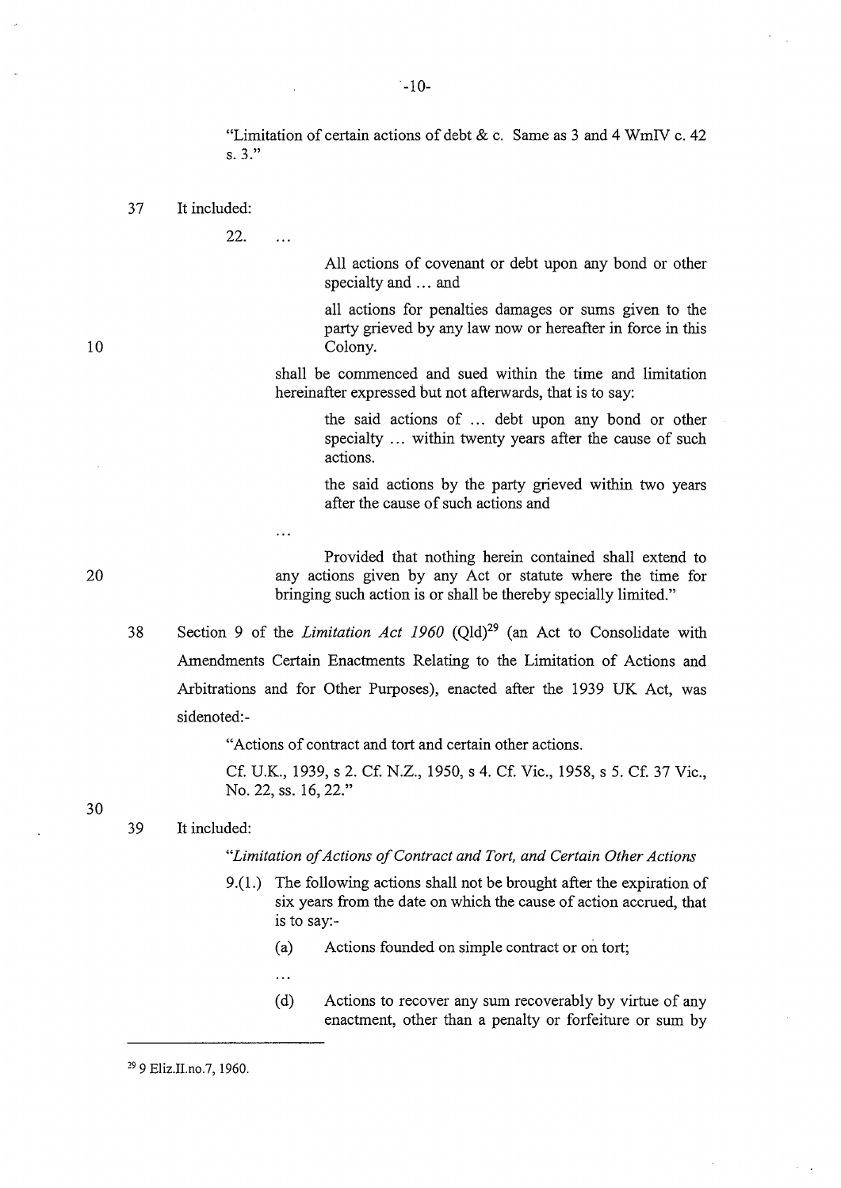"Limitation of certain actions of debt & c. Same as 3 and 4 WmIV c. 42 s. 3."

37 It included:

> 22. ...
>
> > All actions of covenant or debt upon any bond or other specialty and ... and
> >
> > all actions for penalties damages or sums given to the party grieved by any law now or hereafter in force in this Colony.
>
> shall be commenced and sued within the time and limitation hereinafter expressed but not afterwards, that is to say:
>
> > the said actions of ... debt upon any bond or other specialty ... within twenty years after the cause of such actions.
> >
> > the said actions by the party grieved within two years after the cause of such actions and
>
> ...
>
> Provided that nothing herein contained shall extend to any actions given by any Act or statute where the time for bringing such action is or shall be thereby specially limited."

38 Section 9 of the *Limitation Act 1960* (Qld)[29] (an Act to Consolidate with Amendments Certain Enactments Relating to the Limitation of Actions and Arbitrations and for Other Purposes), enacted after the 1939 UK Act, was sidenoted:-

> "Actions of contract and tort and certain other actions.
>
> Cf. U.K., 1939, s 2. Cf. N.Z., 1950, s 4. Cf. Vic., 1958, s 5. Cf. 37 Vic., No. 22, ss. 16, 22."

39 It included:

> *"Limitation of Actions of Contract and Tort, and Certain Other Actions*
>
> 9.(1.) The following actions shall not be brought after the expiration of six years from the date on which the cause of action accrued, that is to say:-
>
> (a) Actions founded on simple contract or on tort;
>
> ...
>
> (d) Actions to recover any sum recoverably by virtue of any enactment, other than a penalty or forfeiture or sum by

---

[29] 9 Eliz.II.no.7, 1960.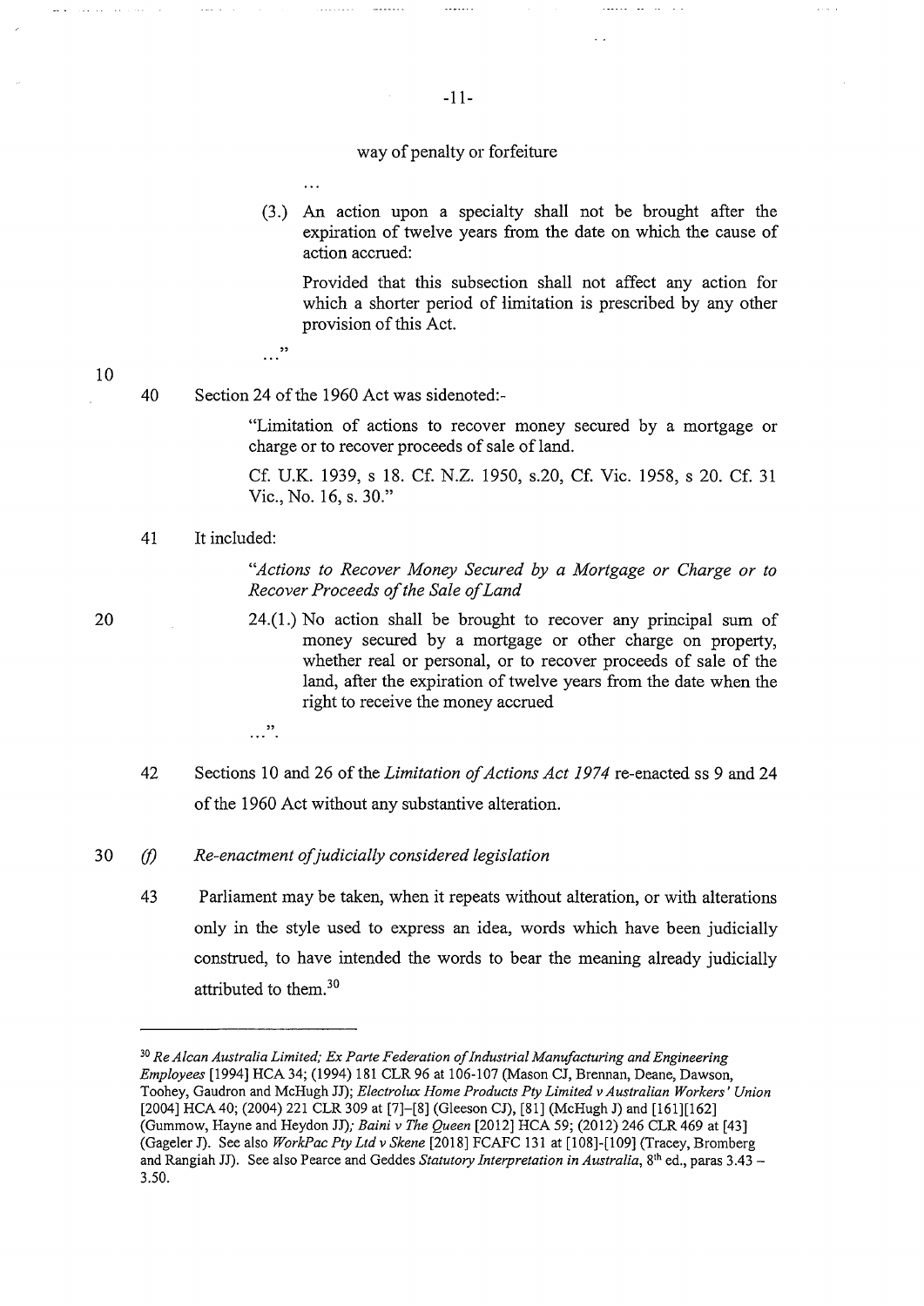way of penalty or forfeiture

...

> (3.) An action upon a specialty shall not be brought after the expiration of twelve years from the date on which the cause of action accrued:
>
> Provided that this subsection shall not affect any action for which a shorter period of limitation is prescribed by any other provision of this Act.
>
> ..."

40 Section 24 of the 1960 Act was sidenoted:-

> "Limitation of actions to recover money secured by a mortgage or charge or to recover proceeds of sale of land.
>
> Cf. U.K. 1939, s 18. Cf. N.Z. 1950, s.20, Cf. Vic. 1958, s 20. Cf. 31 Vic., No. 16, s. 30."

41 It included:

> "*Actions to Recover Money Secured by a Mortgage or Charge or to Recover Proceeds of the Sale of Land*
>
> 24.(1.) No action shall be brought to recover any principal sum of money secured by a mortgage or other charge on property, whether real or personal, or to recover proceeds of sale of the land, after the expiration of twelve years from the date when the right to receive the money accrued
>
> ...".

42 Sections 10 and 26 of the *Limitation of Actions Act 1974* re-enacted ss 9 and 24 of the 1960 Act without any substantive alteration.

### (f) *Re-enactment of judicially considered legislation*

43 Parliament may be taken, when it repeats without alteration, or with alterations only in the style used to express an idea, words which have been judicially construed, to have intended the words to bear the meaning already judicially attributed to them.[30]

---

[30] *Re Alcan Australia Limited; Ex Parte Federation of Industrial Manufacturing and Engineering Employees* [1994] HCA 34; (1994) 181 CLR 96 at 106-107 (Mason CJ, Brennan, Deane, Dawson, Toohey, Gaudron and McHugh JJ); *Electrolux Home Products Pty Limited v Australian Workers' Union* [2004] HCA 40; (2004) 221 CLR 309 at [7]-[8] (Gleeson CJ), [81] (McHugh J) and [161][162] (Gummow, Hayne and Heydon JJ); *Baini v The Queen* [2012] HCA 59; (2012) 246 CLR 469 at [43] (Gageler J). See also *WorkPac Pty Ltd v Skene* [2018] FCAFC 131 at [108]-[109] (Tracey, Bromberg and Rangiah JJ). See also Pearce and Geddes *Statutory Interpretation in Australia*, 8th ed., paras 3.43 – 3.50.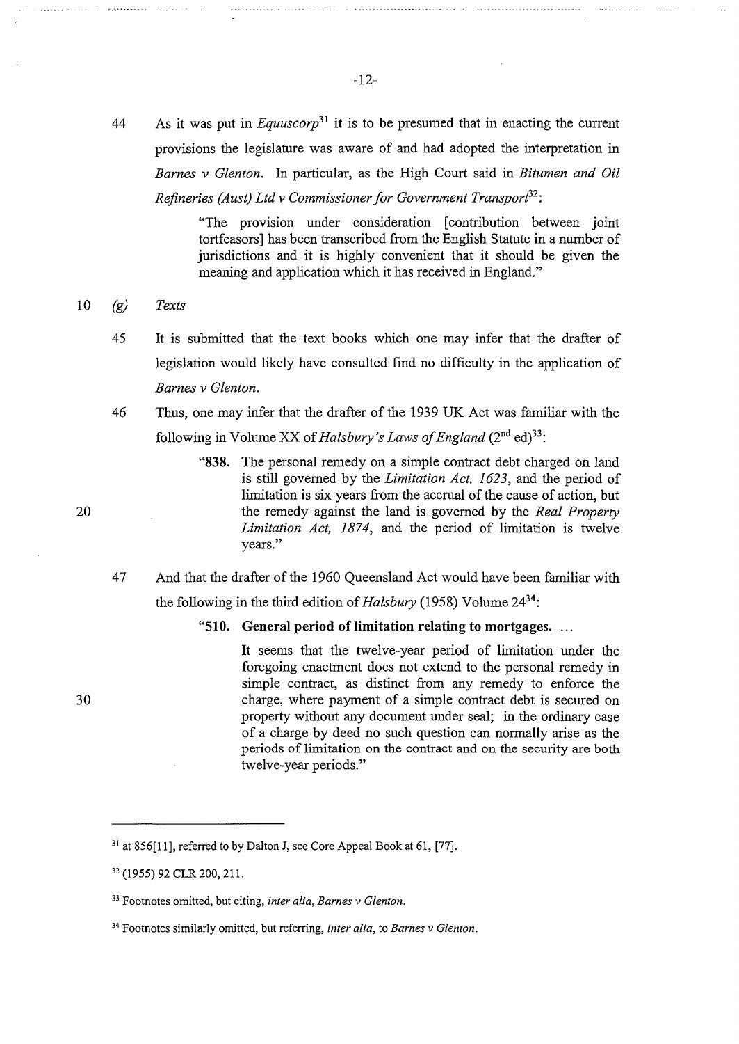44 As it was put in *Equuscorp*[31] it is to be presumed that in enacting the current provisions the legislature was aware of and had adopted the interpretation in *Barnes v Glenton*. In particular, as the High Court said in *Bitumen and Oil Refineries (Aust) Ltd v Commissioner for Government Transport*[32]:

> "The provision under consideration [contribution between joint tortfeasors] has been transcribed from the English Statute in a number of jurisdictions and it is highly convenient that it should be given the meaning and application which it has received in England."

*(g) Texts*

45 It is submitted that the text books which one may infer that the drafter of legislation would likely have consulted find no difficulty in the application of *Barnes v Glenton*.

46 Thus, one may infer that the drafter of the 1939 UK Act was familiar with the following in Volume XX of *Halsbury's Laws of England* (2nd ed)[33]:

> "**838.** The personal remedy on a simple contract debt charged on land is still governed by the *Limitation Act, 1623*, and the period of limitation is six years from the accrual of the cause of action, but the remedy against the land is governed by the *Real Property Limitation Act, 1874*, and the period of limitation is twelve years."

47 And that the drafter of the 1960 Queensland Act would have been familiar with the following in the third edition of *Halsbury* (1958) Volume 24[34]:

> "**510. General period of limitation relating to mortgages.** ...
>
> It seems that the twelve-year period of limitation under the foregoing enactment does not extend to the personal remedy in simple contract, as distinct from any remedy to enforce the charge, where payment of a simple contract debt is secured on property without any document under seal; in the ordinary case of a charge by deed no such question can normally arise as the periods of limitation on the contract and on the security are both twelve-year periods."

---

[31] at 856[11], referred to by Dalton J, see Core Appeal Book at 61, [77].

[32] (1955) 92 CLR 200, 211.

[33] Footnotes omitted, but citing, *inter alia*, *Barnes v Glenton*.

[34] Footnotes similarly omitted, but referring, *inter alia*, to *Barnes v Glenton*.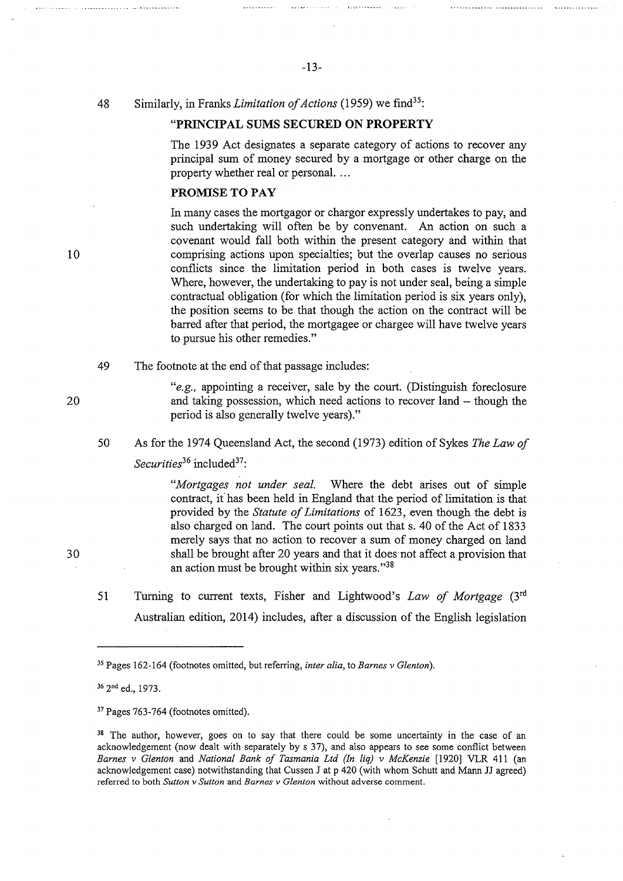48 Similarly, in Franks *Limitation of Actions* (1959) we find[35]:

> **"PRINCIPAL SUMS SECURED ON PROPERTY**
>
> The 1939 Act designates a separate category of actions to recover any principal sum of money secured by a mortgage or other charge on the property whether real or personal. …
>
> **PROMISE TO PAY**
>
> In many cases the mortgagor or chargor expressly undertakes to pay, and such undertaking will often be by convenant. An action on such a covenant would fall both within the present category and within that comprising actions upon specialties; but the overlap causes no serious conflicts since the limitation period in both cases is twelve years. Where, however, the undertaking to pay is not under seal, being a simple contractual obligation (for which the limitation period is six years only), the position seems to be that though the action on the contract will be barred after that period, the mortgagee or chargee will have twelve years to pursue his other remedies."

49 The footnote at the end of that passage includes:

> "*e.g.,* appointing a receiver, sale by the court. (Distinguish foreclosure and taking possession, which need actions to recover land – though the period is also generally twelve years)."

50 As for the 1974 Queensland Act, the second (1973) edition of Sykes *The Law of Securities*[36] included[37]:

> "*Mortgages not under seal.* Where the debt arises out of simple contract, it has been held in England that the period of limitation is that provided by the *Statute of Limitations* of 1623, even though the debt is also charged on land. The court points out that s. 40 of the Act of 1833 merely says that no action to recover a sum of money charged on land shall be brought after 20 years and that it does not affect a provision that an action must be brought within six years."[38]

51 Turning to current texts, Fisher and Lightwood's *Law of Mortgage* (3rd Australian edition, 2014) includes, after a discussion of the English legislation

---

[35] Pages 162-164 (footnotes omitted, but referring, *inter alia*, to *Barnes v Glenton*).

[36] 2nd ed., 1973.

[37] Pages 763-764 (footnotes omitted).

[38] The author, however, goes on to say that there could be some uncertainty in the case of an acknowledgement (now dealt with separately by s 37), and also appears to see some conflict between *Barnes v Glenton* and *National Bank of Tasmania Ltd (In liq) v McKenzie* [1920] VLR 411 (an acknowledgement case) notwithstanding that Cussen J at p 420 (with whom Schutt and Mann JJ agreed) referred to both *Sutton v Sutton* and *Barnes v Glenton* without adverse comment.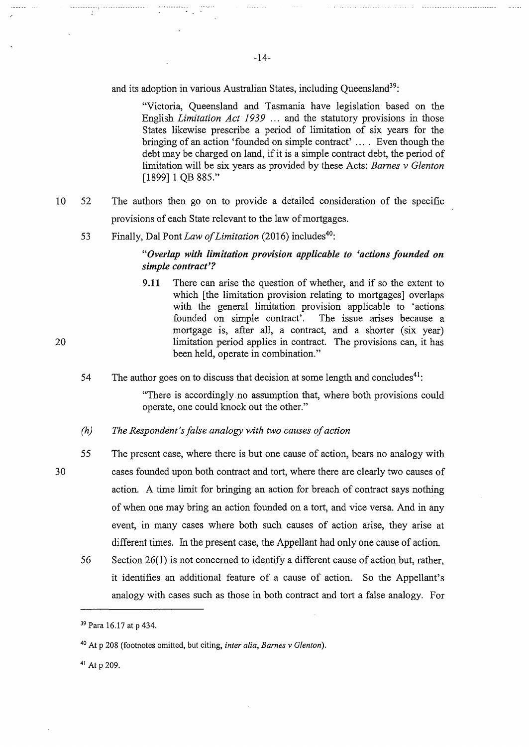and its adoption in various Australian States, including Queensland[39]:

> "Victoria, Queensland and Tasmania have legislation based on the English *Limitation Act 1939* … and the statutory provisions in those States likewise prescribe a period of limitation of six years for the bringing of an action 'founded on simple contract' … . Even though the debt may be charged on land, if it is a simple contract debt, the period of limitation will be six years as provided by these Acts: *Barnes v Glenton* [1899] 1 QB 885."

52 The authors then go on to provide a detailed consideration of the specific provisions of each State relevant to the law of mortgages.

53 Finally, Dal Pont *Law of Limitation* (2016) includes[40]:

> ***"Overlap with limitation provision applicable to 'actions founded on simple contract'?***
>
> **9.11** There can arise the question of whether, and if so the extent to which [the limitation provision relating to mortgages] overlaps with the general limitation provision applicable to 'actions founded on simple contract'. The issue arises because a mortgage is, after all, a contract, and a shorter (six year) limitation period applies in contract. The provisions can, it has been held, operate in combination."

54 The author goes on to discuss that decision at some length and concludes[41]:

> "There is accordingly no assumption that, where both provisions could operate, one could knock out the other."

*(h) The Respondent's false analogy with two causes of action*

55 The present case, where there is but one cause of action, bears no analogy with cases founded upon both contract and tort, where there are clearly two causes of action. A time limit for bringing an action for breach of contract says nothing of when one may bring an action founded on a tort, and vice versa. And in any event, in many cases where both such causes of action arise, they arise at different times. In the present case, the Appellant had only one cause of action.

56 Section 26(1) is not concerned to identify a different cause of action but, rather, it identifies an additional feature of a cause of action. So the Appellant's analogy with cases such as those in both contract and tort a false analogy. For

---

[39] Para 16.17 at p 434.

[40] At p 208 (footnotes omitted, but citing, *inter alia*, *Barnes v Glenton*).

[41] At p 209.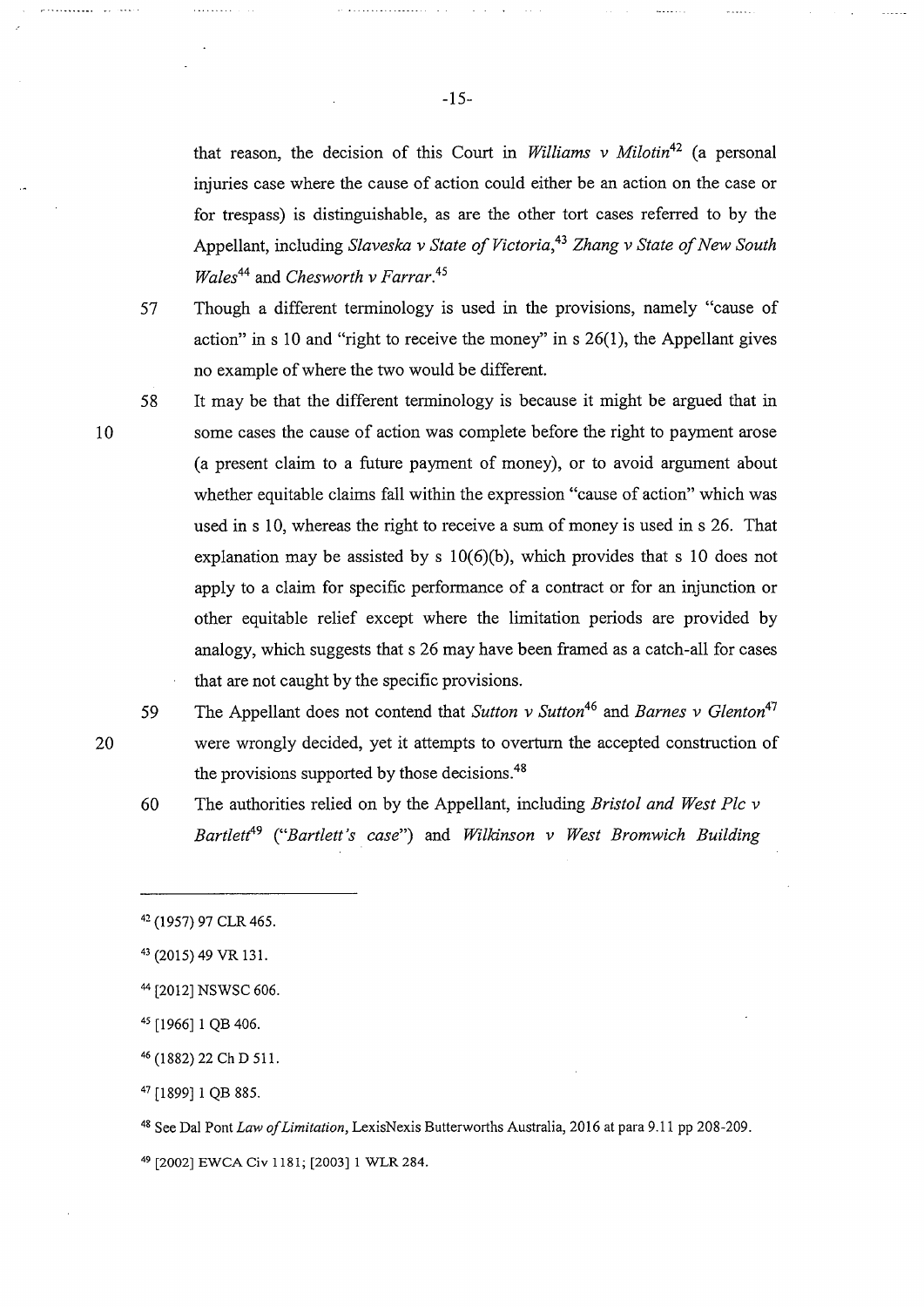that reason, the decision of this Court in *Williams v Milotin*[42] (a personal injuries case where the cause of action could either be an action on the case or for trespass) is distinguishable, as are the other tort cases referred to by the Appellant, including *Slaveska v State of Victoria*,[43] *Zhang v State of New South Wales*[44] and *Chesworth v Farrar*.[45]

57 Though a different terminology is used in the provisions, namely "cause of action" in s 10 and "right to receive the money" in s 26(1), the Appellant gives no example of where the two would be different.

58 It may be that the different terminology is because it might be argued that in some cases the cause of action was complete before the right to payment arose (a present claim to a future payment of money), or to avoid argument about whether equitable claims fall within the expression "cause of action" which was used in s 10, whereas the right to receive a sum of money is used in s 26. That explanation may be assisted by s 10(6)(b), which provides that s 10 does not apply to a claim for specific performance of a contract or for an injunction or other equitable relief except where the limitation periods are provided by analogy, which suggests that s 26 may have been framed as a catch-all for cases that are not caught by the specific provisions.

59 The Appellant does not contend that *Sutton v Sutton*[46] and *Barnes v Glenton*[47] were wrongly decided, yet it attempts to overturn the accepted construction of the provisions supported by those decisions.[48]

60 The authorities relied on by the Appellant, including *Bristol and West Plc v Bartlett*[49] ("*Bartlett's case*") and *Wilkinson v West Bromwich Building*

---

[42] (1957) 97 CLR 465.

[43] (2015) 49 VR 131.

[44] [2012] NSWSC 606.

[45] [1966] 1 QB 406.

[46] (1882) 22 Ch D 511.

[47] [1899] 1 QB 885.

[48] See Dal Pont *Law of Limitation*, LexisNexis Butterworths Australia, 2016 at para 9.11 pp 208-209.

[49] [2002] EWCA Civ 1181; [2003] 1 WLR 284.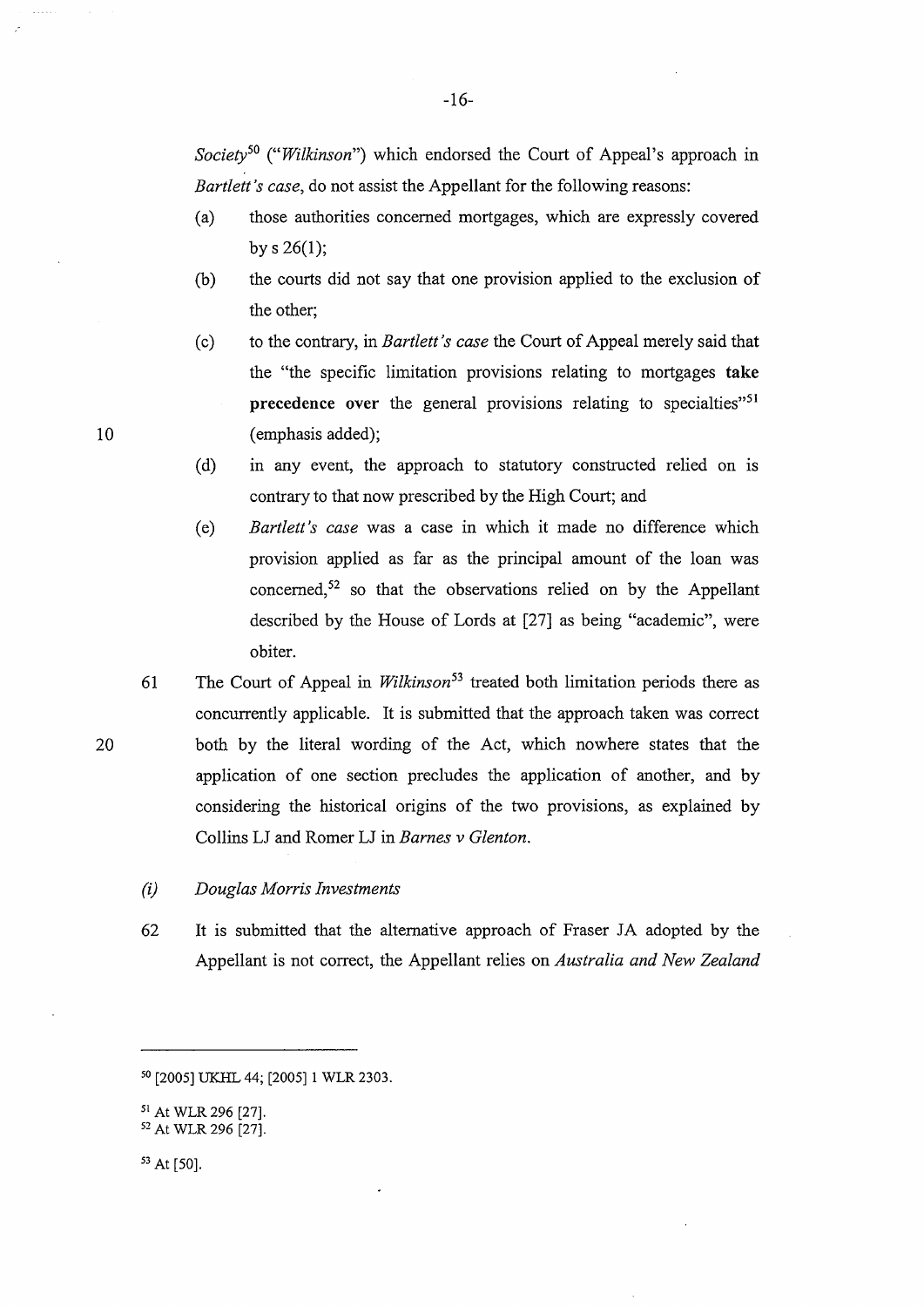*Society*[50] ("*Wilkinson*") which endorsed the Court of Appeal's approach in *Bartlett's case*, do not assist the Appellant for the following reasons:

(a) those authorities concerned mortgages, which are expressly covered by s 26(1);

(b) the courts did not say that one provision applied to the exclusion of the other;

(c) to the contrary, in *Bartlett's case* the Court of Appeal merely said that the "the specific limitation provisions relating to mortgages **take precedence over** the general provisions relating to specialties"[51] (emphasis added);

(d) in any event, the approach to statutory constructed relied on is contrary to that now prescribed by the High Court; and

(e) *Bartlett's case* was a case in which it made no difference which provision applied as far as the principal amount of the loan was concerned,[52] so that the observations relied on by the Appellant described by the House of Lords at [27] as being "academic", were obiter.

61 The Court of Appeal in *Wilkinson*[53] treated both limitation periods there as concurrently applicable. It is submitted that the approach taken was correct both by the literal wording of the Act, which nowhere states that the application of one section precludes the application of another, and by considering the historical origins of the two provisions, as explained by Collins LJ and Romer LJ in *Barnes v Glenton*.

*(i) Douglas Morris Investments*

62 It is submitted that the alternative approach of Fraser JA adopted by the Appellant is not correct, the Appellant relies on *Australia and New Zealand*

---

[50] [2005] UKHL 44; [2005] 1 WLR 2303.

[51] At WLR 296 [27].

[52] At WLR 296 [27].

[53] At [50].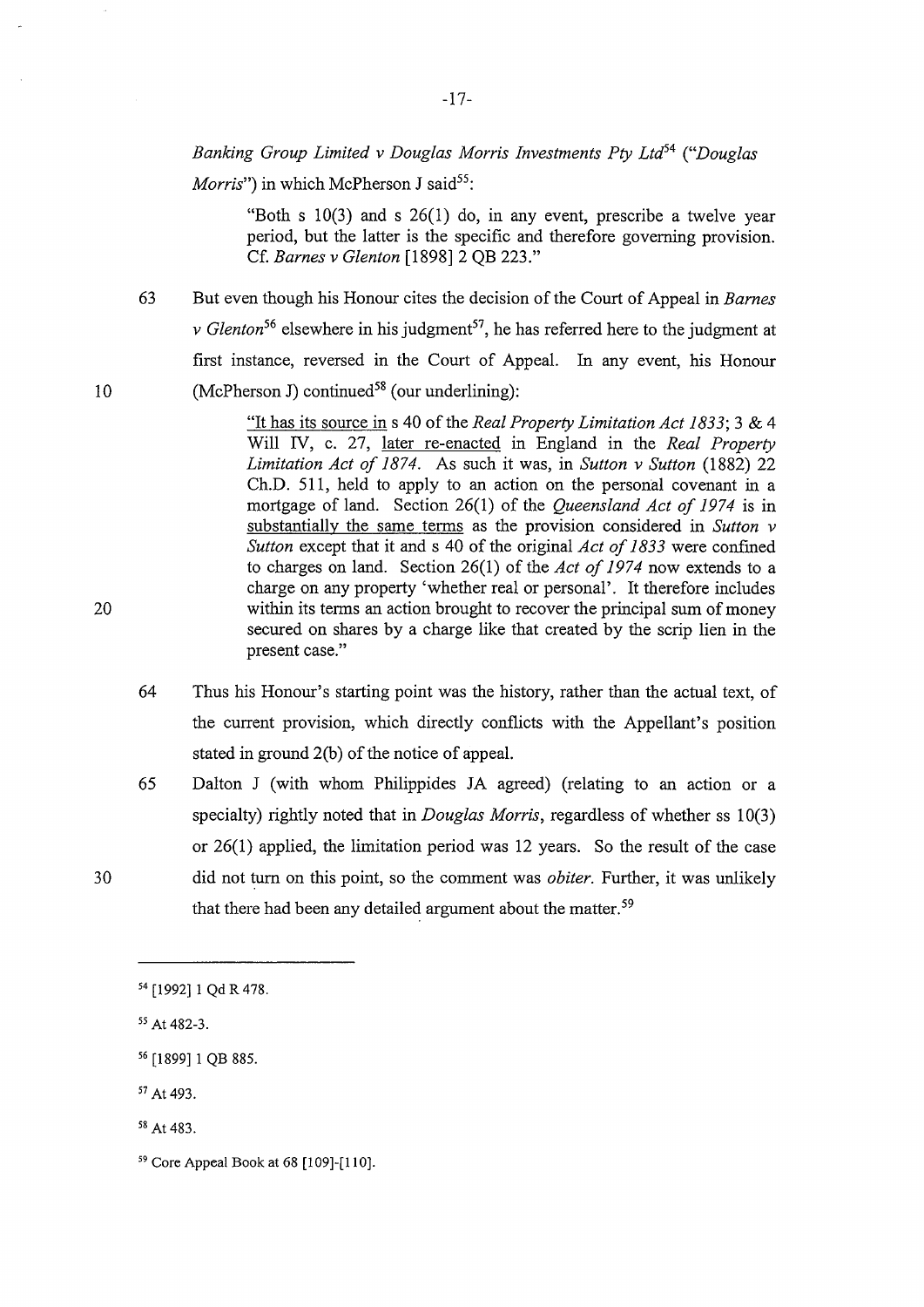*Banking Group Limited v Douglas Morris Investments Pty Ltd*[54] ("*Douglas Morris*") in which McPherson J said[55]:

> "Both s 10(3) and s 26(1) do, in any event, prescribe a twelve year period, but the latter is the specific and therefore governing provision. Cf. *Barnes v Glenton* [1898] 2 QB 223."

63 But even though his Honour cites the decision of the Court of Appeal in *Barnes v Glenton*[56] elsewhere in his judgment[57], he has referred here to the judgment at first instance, reversed in the Court of Appeal. In any event, his Honour (McPherson J) continued[58] (our underlining):

> "It has its source in s 40 of the *Real Property Limitation Act 1833*; 3 & 4 Will IV, c. 27, later re-enacted in England in the *Real Property Limitation Act of 1874*. As such it was, in *Sutton v Sutton* (1882) 22 Ch.D. 511, held to apply to an action on the personal covenant in a mortgage of land. Section 26(1) of the *Queensland Act of 1974* is in substantially the same terms as the provision considered in *Sutton v Sutton* except that it and s 40 of the original *Act of 1833* were confined to charges on land. Section 26(1) of the *Act of 1974* now extends to a charge on any property 'whether real or personal'. It therefore includes within its terms an action brought to recover the principal sum of money secured on shares by a charge like that created by the scrip lien in the present case."

64 Thus his Honour's starting point was the history, rather than the actual text, of the current provision, which directly conflicts with the Appellant's position stated in ground 2(b) of the notice of appeal.

65 Dalton J (with whom Philippides JA agreed) (relating to an action on a specialty) rightly noted that in *Douglas Morris*, regardless of whether ss 10(3) or 26(1) applied, the limitation period was 12 years. So the result of the case did not turn on this point, so the comment was *obiter*. Further, it was unlikely that there had been any detailed argument about the matter.[59]

---

[54] [1992] 1 Qd R 478.

[55] At 482-3.

[56] [1899] 1 QB 885.

[57] At 493.

[58] At 483.

[59] Core Appeal Book at 68 [109]-[110].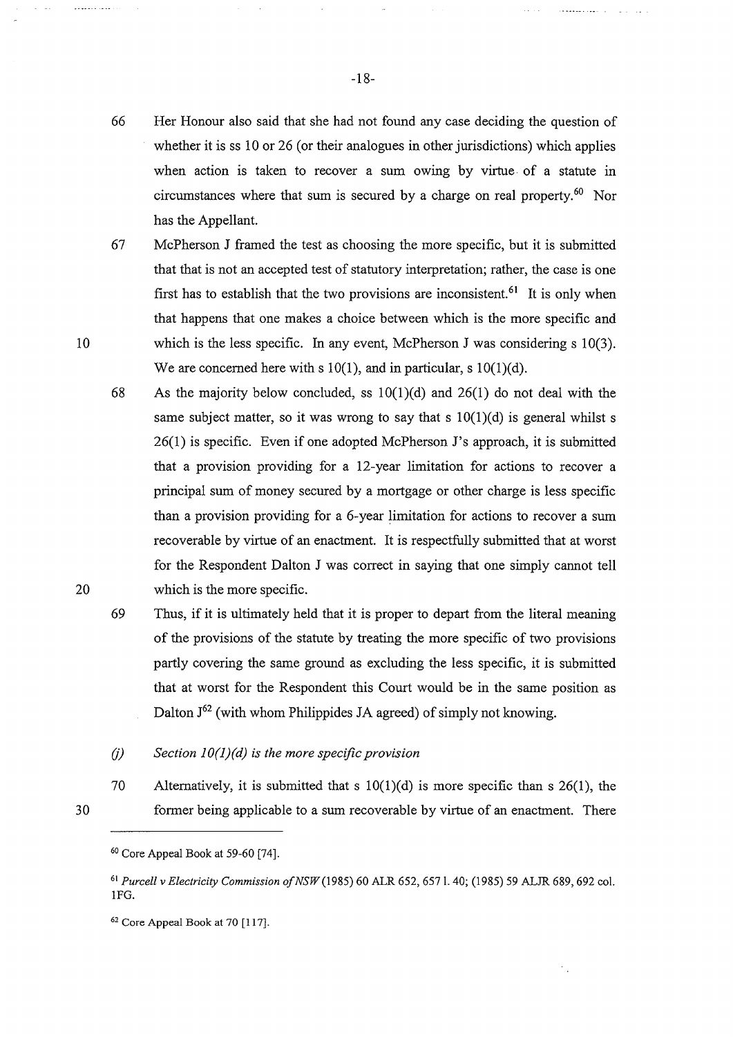66 Her Honour also said that she had not found any case deciding the question of whether it is ss 10 or 26 (or their analogues in other jurisdictions) which applies when action is taken to recover a sum owing by virtue of a statute in circumstances where that sum is secured by a charge on real property.[60] Nor has the Appellant.

67 McPherson J framed the test as choosing the more specific, but it is submitted that that is not an accepted test of statutory interpretation; rather, the case is one first has to establish that the two provisions are inconsistent.[61] It is only when that happens that one makes a choice between which is the more specific and which is the less specific. In any event, McPherson J was considering s 10(3). We are concerned here with s 10(1), and in particular, s 10(1)(d).

68 As the majority below concluded, ss 10(1)(d) and 26(1) do not deal with the same subject matter, so it was wrong to say that s 10(1)(d) is general whilst s 26(1) is specific. Even if one adopted McPherson J's approach, it is submitted that a provision providing for a 12-year limitation for actions to recover a principal sum of money secured by a mortgage or other charge is less specific than a provision providing for a 6-year limitation for actions to recover a sum recoverable by virtue of an enactment. It is respectfully submitted that at worst for the Respondent Dalton J was correct in saying that one simply cannot tell which is the more specific.

69 Thus, if it is ultimately held that it is proper to depart from the literal meaning of the provisions of the statute by treating the more specific of two provisions partly covering the same ground as excluding the less specific, it is submitted that at worst for the Respondent this Court would be in the same position as Dalton J[62] (with whom Philippides JA agreed) of simply not knowing.

*(j) Section 10(1)(d) is the more specific provision*

70 Alternatively, it is submitted that s 10(1)(d) is more specific than s 26(1), the former being applicable to a sum recoverable by virtue of an enactment. There

---

[60] Core Appeal Book at 59-60 [74].

[61] *Purcell v Electricity Commission of NSW* (1985) 60 ALR 652, 657 l. 40; (1985) 59 ALJR 689, 692 col. 1FG.

[62] Core Appeal Book at 70 [117].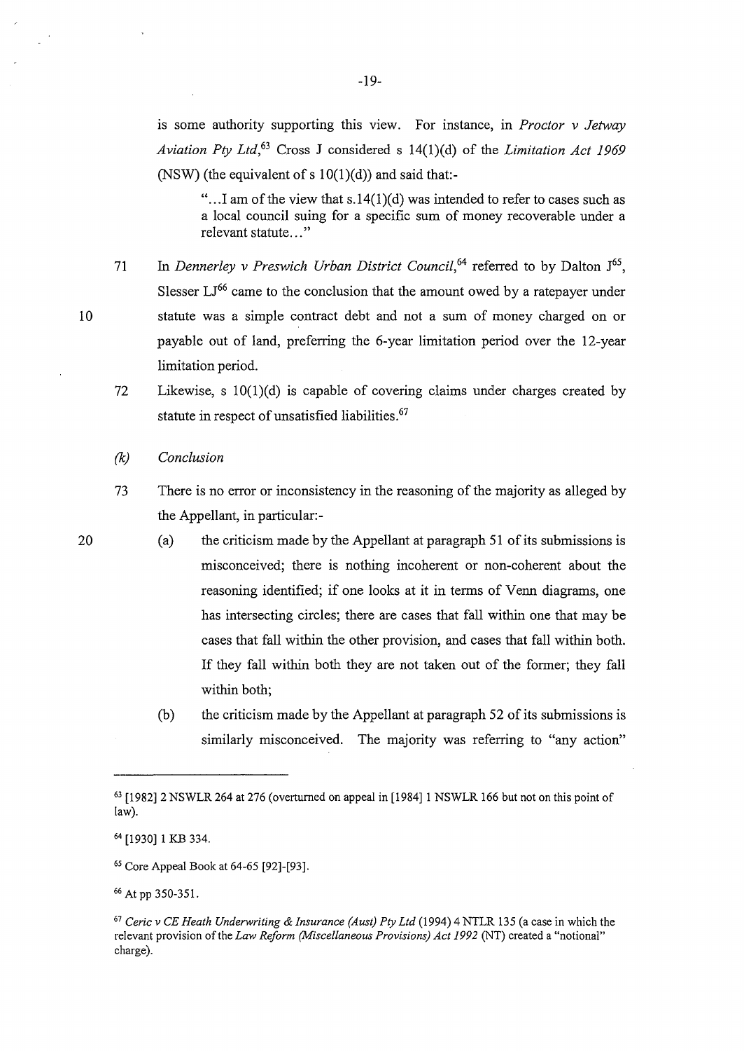is some authority supporting this view. For instance, in *Proctor v Jetway Aviation Pty Ltd*,[63] Cross J considered s 14(1)(d) of the *Limitation Act 1969* (NSW) (the equivalent of s 10(1)(d)) and said that:-

> "...I am of the view that s.14(1)(d) was intended to refer to cases such as a local council suing for a specific sum of money recoverable under a relevant statute..."

71 In *Dennerley v Preswich Urban District Council*,[64] referred to by Dalton J[65], Slesser LJ[66] came to the conclusion that the amount owed by a ratepayer under statute was a simple contract debt and not a sum of money charged on or payable out of land, preferring the 6-year limitation period over the 12-year limitation period.

72 Likewise, s 10(1)(d) is capable of covering claims under charges created by statute in respect of unsatisfied liabilities.[67]

*(k) Conclusion*

73 There is no error or inconsistency in the reasoning of the majority as alleged by the Appellant, in particular:-

(a) the criticism made by the Appellant at paragraph 51 of its submissions is misconceived; there is nothing incoherent or non-coherent about the reasoning identified; if one looks at it in terms of Venn diagrams, one has intersecting circles; there are cases that fall within one that may be cases that fall within the other provision, and cases that fall within both. If they fall within both they are not taken out of the former; they fall within both;

(b) the criticism made by the Appellant at paragraph 52 of its submissions is similarly misconceived. The majority was referring to "any action"

---

[63] [1982] 2 NSWLR 264 at 276 (overturned on appeal in [1984] 1 NSWLR 166 but not on this point of law).

[64] [1930] 1 KB 334.

[65] Core Appeal Book at 64-65 [92]-[93].

[66] At pp 350-351.

[67] *Ceric v CE Heath Underwriting & Insurance (Aust) Pty Ltd* (1994) 4 NTLR 135 (a case in which the relevant provision of the *Law Reform (Miscellaneous Provisions) Act 1992* (NT) created a "notional" charge).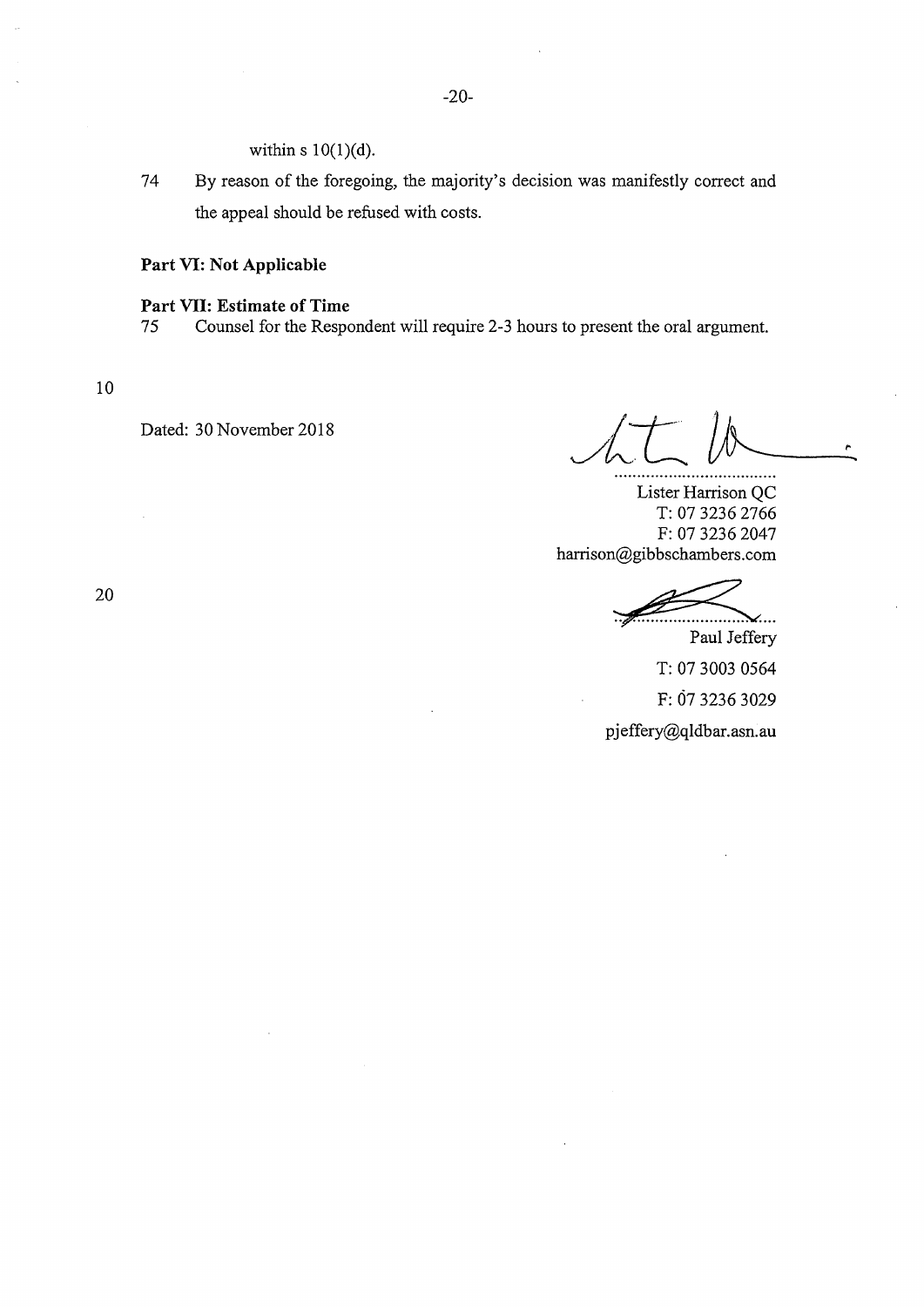within s 10(1)(d).

74 By reason of the foregoing, the majority's decision was manifestly correct and the appeal should be refused with costs.

**Part VI: Not Applicable**

**Part VII: Estimate of Time**

75 Counsel for the Respondent will require 2-3 hours to present the oral argument.

Dated: 30 November 2018

.....................................

Lister Harrison QC
T: 07 3236 2766
F: 07 3236 2047
harrison@gibbschambers.com

.....................................

Paul Jeffery
T: 07 3003 0564
F: 07 3236 3029
pjeffery@qldbar.asn.au